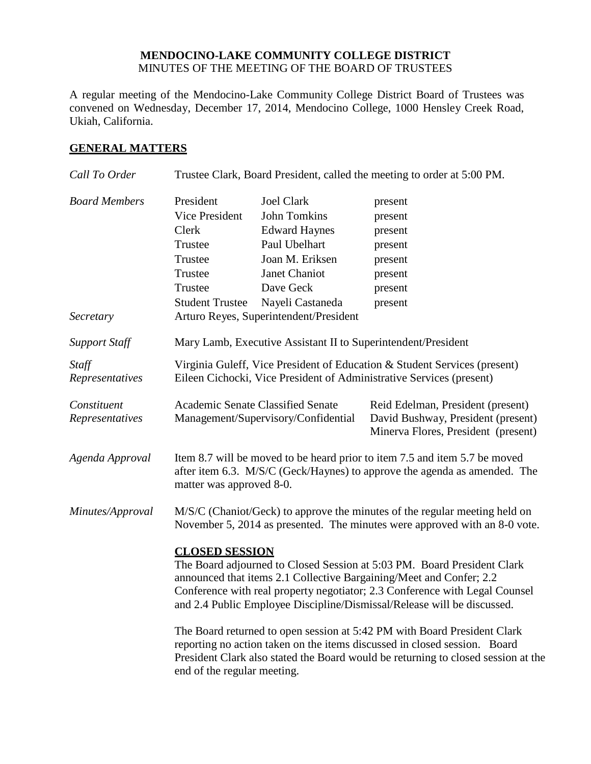**MENDOCINO-LAKE COMMUNITY COLLEGE DISTRICT**
MINUTES OF THE MEETING OF THE BOARD OF TRUSTEES

A regular meeting of the Mendocino-Lake Community College District Board of Trustees was convened on Wednesday, December 17, 2014, Mendocino College, 1000 Hensley Creek Road, Ukiah, California.

## GENERAL MATTERS

*Call To Order* Trustee Clark, Board President, called the meeting to order at 5:00 PM.

*Board Members*

| | | |
|---|---|---|
| President | Joel Clark | present |
| Vice President | John Tomkins | present |
| Clerk | Edward Haynes | present |
| Trustee | Paul Ubelhart | present |
| Trustee | Joan M. Eriksen | present |
| Trustee | Janet Chaniot | present |
| Trustee | Dave Geck | present |
| Student Trustee | Nayeli Castaneda | present |

*Secretary* Arturo Reyes, Superintendent/President

*Support Staff* Mary Lamb, Executive Assistant II to Superintendent/President

*Staff Representatives* Virginia Guleff, Vice President of Education & Student Services (present)
Eileen Cichocki, Vice President of Administrative Services (present)

*Constituent Representatives*

| | |
|---|---|
| Academic Senate | Reid Edelman, President (present) |
| Classified Senate | David Bushway, President (present) |
| Management/Supervisory/Confidential | Minerva Flores, President (present) |

*Agenda Approval* Item 8.7 will be moved to be heard prior to item 7.5 and item 5.7 be moved after item 6.3. M/S/C (Geck/Haynes) to approve the agenda as amended. The matter was approved 8-0.

*Minutes/Approval* M/S/C (Chaniot/Geck) to approve the minutes of the regular meeting held on November 5, 2014 as presented. The minutes were approved with an 8-0 vote.

**CLOSED SESSION**

The Board adjourned to Closed Session at 5:03 PM. Board President Clark announced that items 2.1 Collective Bargaining/Meet and Confer; 2.2 Conference with real property negotiator; 2.3 Conference with Legal Counsel and 2.4 Public Employee Discipline/Dismissal/Release will be discussed.

The Board returned to open session at 5:42 PM with Board President Clark reporting no action taken on the items discussed in closed session. Board President Clark also stated the Board would be returning to closed session at the end of the regular meeting.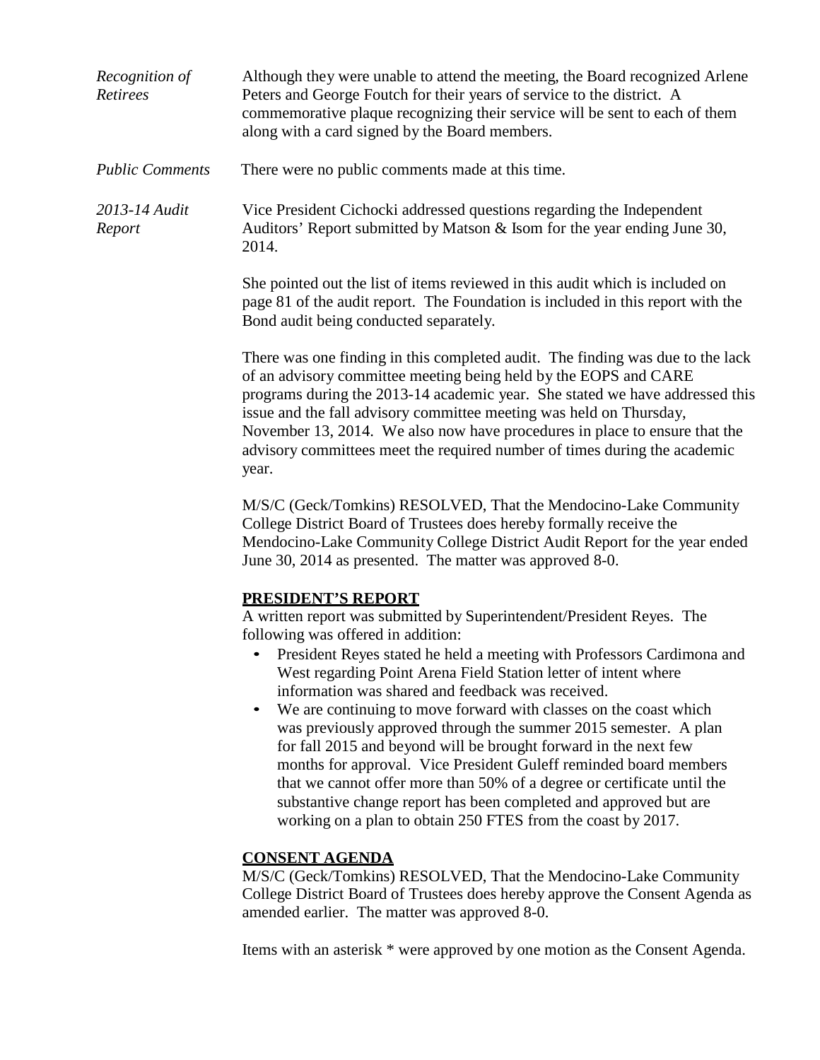*Recognition of Retirees* Although they were unable to attend the meeting, the Board recognized Arlene Peters and George Foutch for their years of service to the district. A commemorative plaque recognizing their service will be sent to each of them along with a card signed by the Board members.

*Public Comments* There were no public comments made at this time.

*2013-14 Audit Report* Vice President Cichocki addressed questions regarding the Independent Auditors' Report submitted by Matson & Isom for the year ending June 30, 2014.

She pointed out the list of items reviewed in this audit which is included on page 81 of the audit report. The Foundation is included in this report with the Bond audit being conducted separately.

There was one finding in this completed audit. The finding was due to the lack of an advisory committee meeting being held by the EOPS and CARE programs during the 2013-14 academic year. She stated we have addressed this issue and the fall advisory committee meeting was held on Thursday, November 13, 2014. We also now have procedures in place to ensure that the advisory committees meet the required number of times during the academic year.

M/S/C (Geck/Tomkins) RESOLVED, That the Mendocino-Lake Community College District Board of Trustees does hereby formally receive the Mendocino-Lake Community College District Audit Report for the year ended June 30, 2014 as presented. The matter was approved 8-0.

**PRESIDENT'S REPORT**

A written report was submitted by Superintendent/President Reyes. The following was offered in addition:

- President Reyes stated he held a meeting with Professors Cardimona and West regarding Point Arena Field Station letter of intent where information was shared and feedback was received.
- We are continuing to move forward with classes on the coast which was previously approved through the summer 2015 semester. A plan for fall 2015 and beyond will be brought forward in the next few months for approval. Vice President Guleff reminded board members that we cannot offer more than 50% of a degree or certificate until the substantive change report has been completed and approved but are working on a plan to obtain 250 FTES from the coast by 2017.

**CONSENT AGENDA**

M/S/C (Geck/Tomkins) RESOLVED, That the Mendocino-Lake Community College District Board of Trustees does hereby approve the Consent Agenda as amended earlier. The matter was approved 8-0.

Items with an asterisk * were approved by one motion as the Consent Agenda.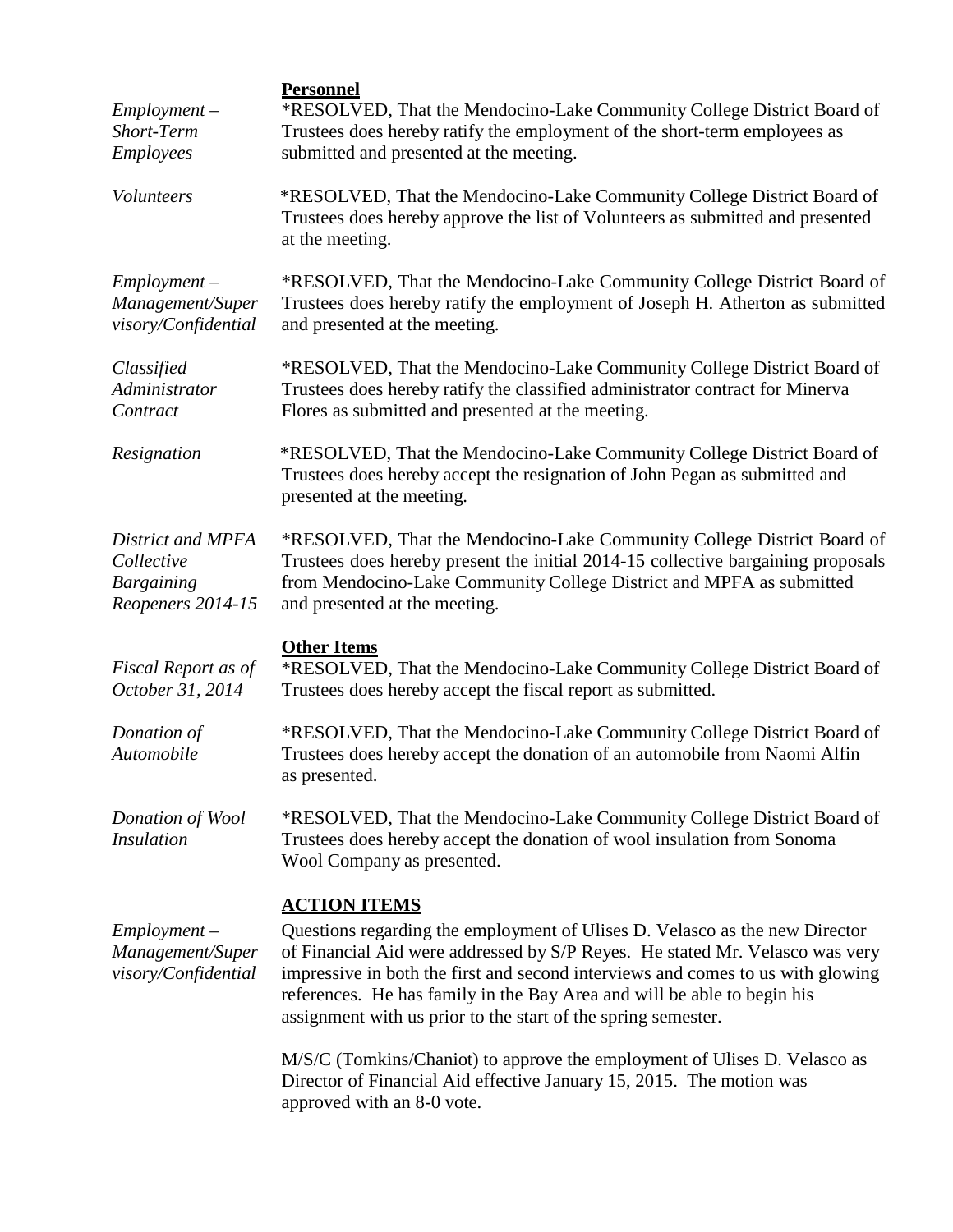**Personnel**

*Employment – Short-Term Employees*

*RESOLVED, That the Mendocino-Lake Community College District Board of Trustees does hereby ratify the employment of the short-term employees as submitted and presented at the meeting.

*Volunteers*

*RESOLVED, That the Mendocino-Lake Community College District Board of Trustees does hereby approve the list of Volunteers as submitted and presented at the meeting.

*Employment – Management/Supervisory/Confidential*

*RESOLVED, That the Mendocino-Lake Community College District Board of Trustees does hereby ratify the employment of Joseph H. Atherton as submitted and presented at the meeting.

*Classified Administrator Contract*

*RESOLVED, That the Mendocino-Lake Community College District Board of Trustees does hereby ratify the classified administrator contract for Minerva Flores as submitted and presented at the meeting.

*Resignation*

*RESOLVED, That the Mendocino-Lake Community College District Board of Trustees does hereby accept the resignation of John Pegan as submitted and presented at the meeting.

*District and MPFA Collective Bargaining Reopeners 2014-15*

*RESOLVED, That the Mendocino-Lake Community College District Board of Trustees does hereby present the initial 2014-15 collective bargaining proposals from Mendocino-Lake Community College District and MPFA as submitted and presented at the meeting.

**Other Items**

*Fiscal Report as of October 31, 2014*

*RESOLVED, That the Mendocino-Lake Community College District Board of Trustees does hereby accept the fiscal report as submitted.

*Donation of Automobile*

*RESOLVED, That the Mendocino-Lake Community College District Board of Trustees does hereby accept the donation of an automobile from Naomi Alfin as presented.

*Donation of Wool Insulation*

*RESOLVED, That the Mendocino-Lake Community College District Board of Trustees does hereby accept the donation of wool insulation from Sonoma Wool Company as presented.

**ACTION ITEMS**

*Employment – Management/Supervisory/Confidential*

Questions regarding the employment of Ulises D. Velasco as the new Director of Financial Aid were addressed by S/P Reyes. He stated Mr. Velasco was very impressive in both the first and second interviews and comes to us with glowing references. He has family in the Bay Area and will be able to begin his assignment with us prior to the start of the spring semester.

M/S/C (Tomkins/Chaniot) to approve the employment of Ulises D. Velasco as Director of Financial Aid effective January 15, 2015. The motion was approved with an 8-0 vote.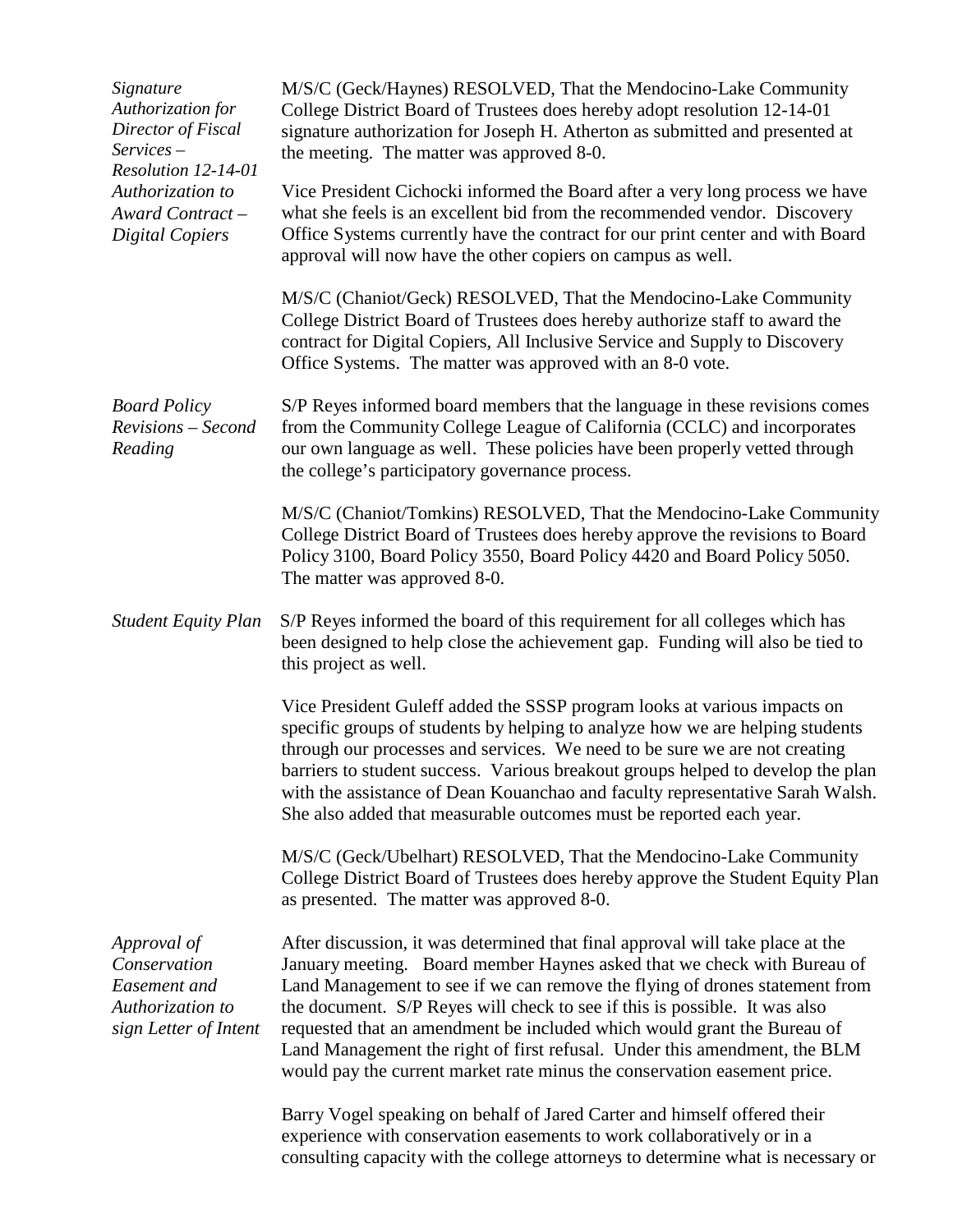*Signature Authorization for Director of Fiscal Services – Resolution 12-14-01*

M/S/C (Geck/Haynes) RESOLVED, That the Mendocino-Lake Community College District Board of Trustees does hereby adopt resolution 12-14-01 signature authorization for Joseph H. Atherton as submitted and presented at the meeting. The matter was approved 8-0.

*Authorization to Award Contract – Digital Copiers*

Vice President Cichocki informed the Board after a very long process we have what she feels is an excellent bid from the recommended vendor. Discovery Office Systems currently have the contract for our print center and with Board approval will now have the other copiers on campus as well.

M/S/C (Chaniot/Geck) RESOLVED, That the Mendocino-Lake Community College District Board of Trustees does hereby authorize staff to award the contract for Digital Copiers, All Inclusive Service and Supply to Discovery Office Systems. The matter was approved with an 8-0 vote.

*Board Policy Revisions – Second Reading*

S/P Reyes informed board members that the language in these revisions comes from the Community College League of California (CCLC) and incorporates our own language as well. These policies have been properly vetted through the college's participatory governance process.

M/S/C (Chaniot/Tomkins) RESOLVED, That the Mendocino-Lake Community College District Board of Trustees does hereby approve the revisions to Board Policy 3100, Board Policy 3550, Board Policy 4420 and Board Policy 5050. The matter was approved 8-0.

*Student Equity Plan*

S/P Reyes informed the board of this requirement for all colleges which has been designed to help close the achievement gap. Funding will also be tied to this project as well.

Vice President Guleff added the SSSP program looks at various impacts on specific groups of students by helping to analyze how we are helping students through our processes and services. We need to be sure we are not creating barriers to student success. Various breakout groups helped to develop the plan with the assistance of Dean Kouanchao and faculty representative Sarah Walsh. She also added that measurable outcomes must be reported each year.

M/S/C (Geck/Ubelhart) RESOLVED, That the Mendocino-Lake Community College District Board of Trustees does hereby approve the Student Equity Plan as presented. The matter was approved 8-0.

*Approval of Conservation Easement and Authorization to sign Letter of Intent*

After discussion, it was determined that final approval will take place at the January meeting. Board member Haynes asked that we check with Bureau of Land Management to see if we can remove the flying of drones statement from the document. S/P Reyes will check to see if this is possible. It was also requested that an amendment be included which would grant the Bureau of Land Management the right of first refusal. Under this amendment, the BLM would pay the current market rate minus the conservation easement price.

Barry Vogel speaking on behalf of Jared Carter and himself offered their experience with conservation easements to work collaboratively or in a consulting capacity with the college attorneys to determine what is necessary or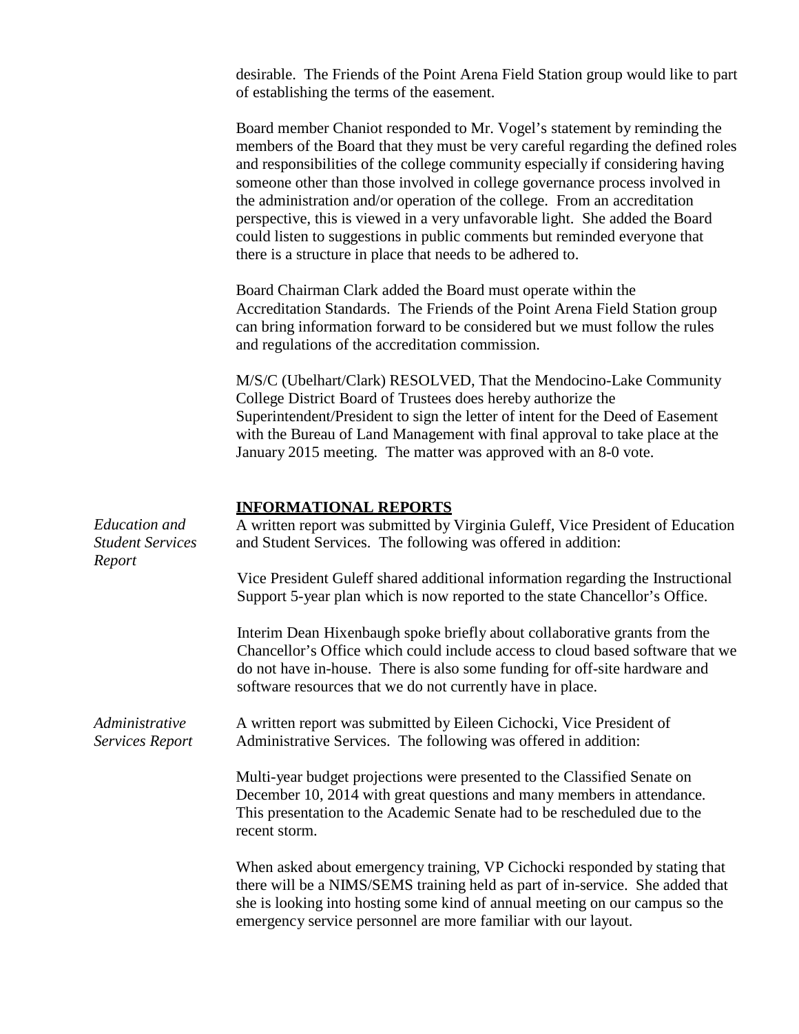desirable. The Friends of the Point Arena Field Station group would like to part of establishing the terms of the easement.

Board member Chaniot responded to Mr. Vogel's statement by reminding the members of the Board that they must be very careful regarding the defined roles and responsibilities of the college community especially if considering having someone other than those involved in college governance process involved in the administration and/or operation of the college. From an accreditation perspective, this is viewed in a very unfavorable light. She added the Board could listen to suggestions in public comments but reminded everyone that there is a structure in place that needs to be adhered to.

Board Chairman Clark added the Board must operate within the Accreditation Standards. The Friends of the Point Arena Field Station group can bring information forward to be considered but we must follow the rules and regulations of the accreditation commission.

M/S/C (Ubelhart/Clark) RESOLVED, That the Mendocino-Lake Community College District Board of Trustees does hereby authorize the Superintendent/President to sign the letter of intent for the Deed of Easement with the Bureau of Land Management with final approval to take place at the January 2015 meeting. The matter was approved with an 8-0 vote.

## INFORMATIONAL REPORTS

*Education and Student Services Report*

A written report was submitted by Virginia Guleff, Vice President of Education and Student Services. The following was offered in addition:

Vice President Guleff shared additional information regarding the Instructional Support 5-year plan which is now reported to the state Chancellor's Office.

Interim Dean Hixenbaugh spoke briefly about collaborative grants from the Chancellor's Office which could include access to cloud based software that we do not have in-house. There is also some funding for off-site hardware and software resources that we do not currently have in place.

*Administrative Services Report*

A written report was submitted by Eileen Cichocki, Vice President of Administrative Services. The following was offered in addition:

Multi-year budget projections were presented to the Classified Senate on December 10, 2014 with great questions and many members in attendance. This presentation to the Academic Senate had to be rescheduled due to the recent storm.

When asked about emergency training, VP Cichocki responded by stating that there will be a NIMS/SEMS training held as part of in-service. She added that she is looking into hosting some kind of annual meeting on our campus so the emergency service personnel are more familiar with our layout.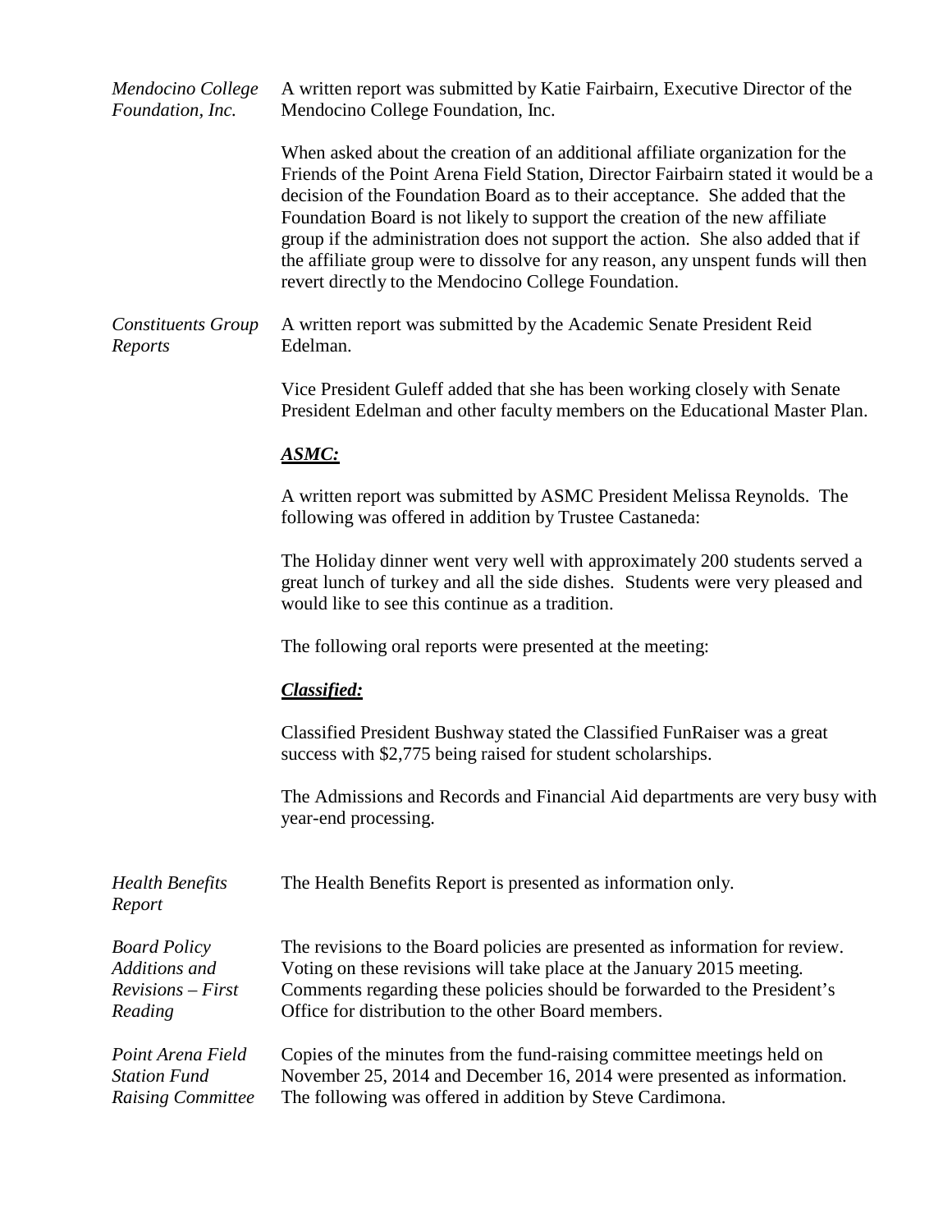*Mendocino College Foundation, Inc.*

A written report was submitted by Katie Fairbairn, Executive Director of the Mendocino College Foundation, Inc.

When asked about the creation of an additional affiliate organization for the Friends of the Point Arena Field Station, Director Fairbairn stated it would be a decision of the Foundation Board as to their acceptance. She added that the Foundation Board is not likely to support the creation of the new affiliate group if the administration does not support the action. She also added that if the affiliate group were to dissolve for any reason, any unspent funds will then revert directly to the Mendocino College Foundation.

*Constituents Group Reports*

A written report was submitted by the Academic Senate President Reid Edelman.

Vice President Guleff added that she has been working closely with Senate President Edelman and other faculty members on the Educational Master Plan.

***ASMC:***

A written report was submitted by ASMC President Melissa Reynolds. The following was offered in addition by Trustee Castaneda:

The Holiday dinner went very well with approximately 200 students served a great lunch of turkey and all the side dishes. Students were very pleased and would like to see this continue as a tradition.

The following oral reports were presented at the meeting:

***Classified:***

Classified President Bushway stated the Classified FunRaiser was a great success with $2,775 being raised for student scholarships.

The Admissions and Records and Financial Aid departments are very busy with year-end processing.

*Health Benefits Report*

The Health Benefits Report is presented as information only.

*Board Policy Additions and Revisions – First Reading*

The revisions to the Board policies are presented as information for review. Voting on these revisions will take place at the January 2015 meeting. Comments regarding these policies should be forwarded to the President's Office for distribution to the other Board members.

*Point Arena Field Station Fund Raising Committee*

Copies of the minutes from the fund-raising committee meetings held on November 25, 2014 and December 16, 2014 were presented as information. The following was offered in addition by Steve Cardimona.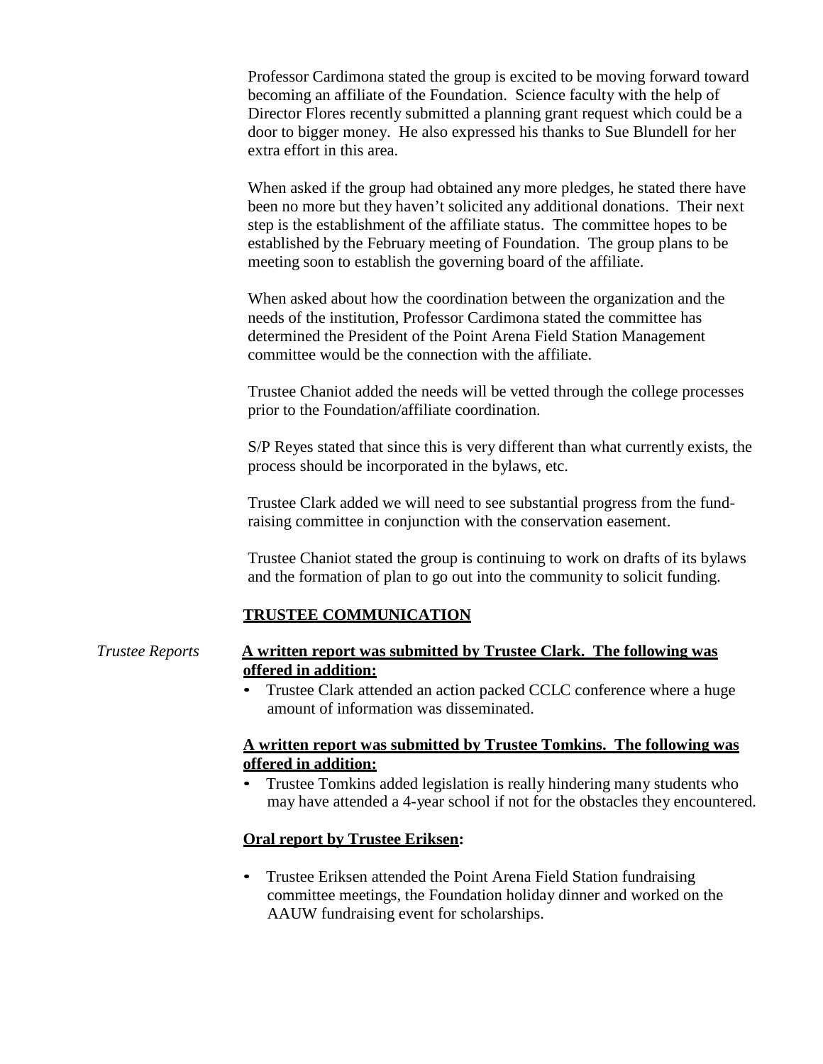Professor Cardimona stated the group is excited to be moving forward toward becoming an affiliate of the Foundation. Science faculty with the help of Director Flores recently submitted a planning grant request which could be a door to bigger money. He also expressed his thanks to Sue Blundell for her extra effort in this area.

When asked if the group had obtained any more pledges, he stated there have been no more but they haven't solicited any additional donations. Their next step is the establishment of the affiliate status. The committee hopes to be established by the February meeting of Foundation. The group plans to be meeting soon to establish the governing board of the affiliate.

When asked about how the coordination between the organization and the needs of the institution, Professor Cardimona stated the committee has determined the President of the Point Arena Field Station Management committee would be the connection with the affiliate.

Trustee Chaniot added the needs will be vetted through the college processes prior to the Foundation/affiliate coordination.

S/P Reyes stated that since this is very different than what currently exists, the process should be incorporated in the bylaws, etc.

Trustee Clark added we will need to see substantial progress from the fund-raising committee in conjunction with the conservation easement.

Trustee Chaniot stated the group is continuing to work on drafts of its bylaws and the formation of plan to go out into the community to solicit funding.

## TRUSTEE COMMUNICATION

*Trustee Reports*

**A written report was submitted by Trustee Clark. The following was offered in addition:**

- Trustee Clark attended an action packed CCLC conference where a huge amount of information was disseminated.

**A written report was submitted by Trustee Tomkins. The following was offered in addition:**

- Trustee Tomkins added legislation is really hindering many students who may have attended a 4-year school if not for the obstacles they encountered.

**Oral report by Trustee Eriksen:**

- Trustee Eriksen attended the Point Arena Field Station fundraising committee meetings, the Foundation holiday dinner and worked on the AAUW fundraising event for scholarships.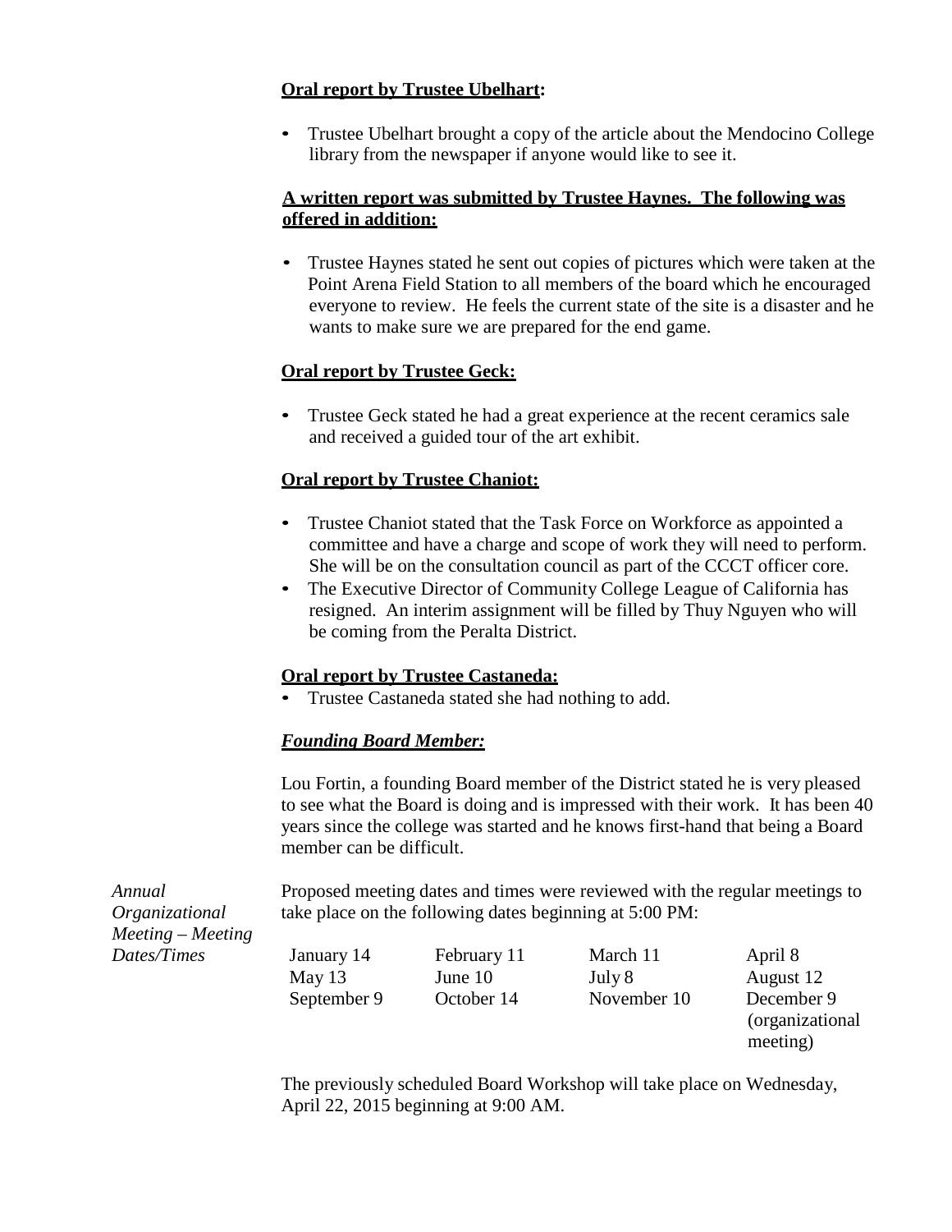**Oral report by Trustee Ubelhart:**

- Trustee Ubelhart brought a copy of the article about the Mendocino College library from the newspaper if anyone would like to see it.

**A written report was submitted by Trustee Haynes. The following was offered in addition:**

- Trustee Haynes stated he sent out copies of pictures which were taken at the Point Arena Field Station to all members of the board which he encouraged everyone to review. He feels the current state of the site is a disaster and he wants to make sure we are prepared for the end game.

**Oral report by Trustee Geck:**

- Trustee Geck stated he had a great experience at the recent ceramics sale and received a guided tour of the art exhibit.

**Oral report by Trustee Chaniot:**

- Trustee Chaniot stated that the Task Force on Workforce as appointed a committee and have a charge and scope of work they will need to perform. She will be on the consultation council as part of the CCCT officer core.
- The Executive Director of Community College League of California has resigned. An interim assignment will be filled by Thuy Nguyen who will be coming from the Peralta District.

**Oral report by Trustee Castaneda:**

- Trustee Castaneda stated she had nothing to add.

***Founding Board Member:***

Lou Fortin, a founding Board member of the District stated he is very pleased to see what the Board is doing and is impressed with their work. It has been 40 years since the college was started and he knows first-hand that being a Board member can be difficult.

*Annual Organizational Meeting – Meeting Dates/Times*

Proposed meeting dates and times were reviewed with the regular meetings to take place on the following dates beginning at 5:00 PM:

| | | | |
|---|---|---|---|
| January 14 | February 11 | March 11 | April 8 |
| May 13 | June 10 | July 8 | August 12 |
| September 9 | October 14 | November 10 | December 9 (organizational meeting) |

The previously scheduled Board Workshop will take place on Wednesday, April 22, 2015 beginning at 9:00 AM.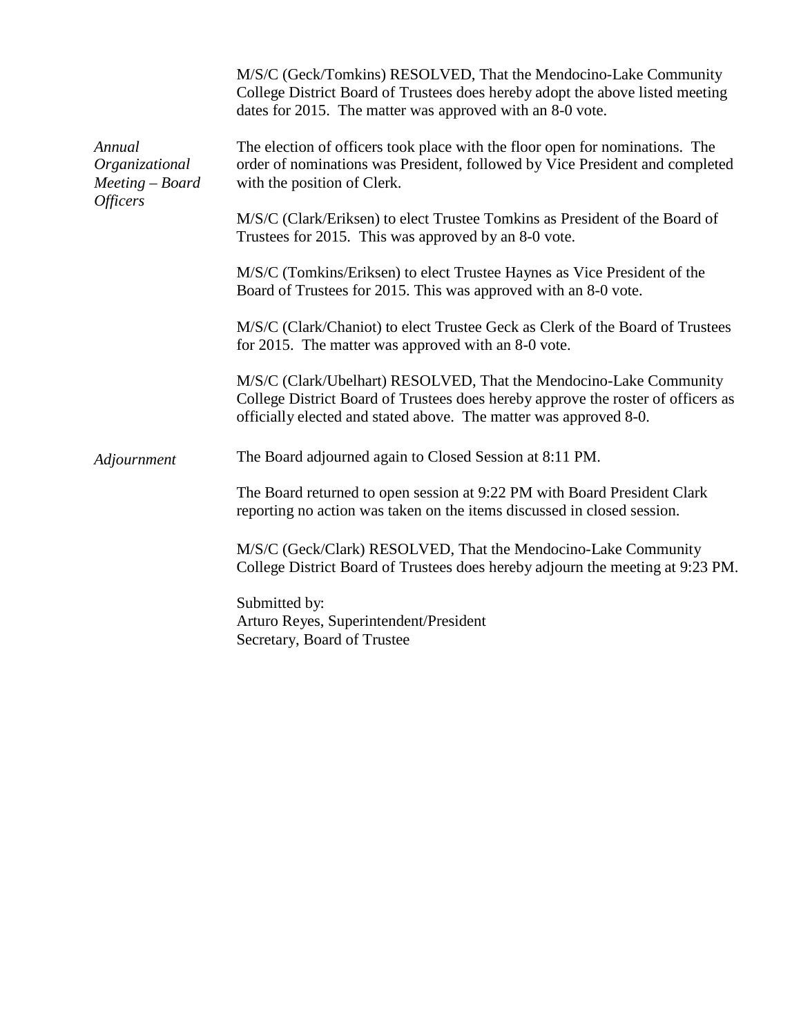M/S/C (Geck/Tomkins) RESOLVED, That the Mendocino-Lake Community College District Board of Trustees does hereby adopt the above listed meeting dates for 2015. The matter was approved with an 8-0 vote.

*Annual Organizational Meeting – Board Officers*

The election of officers took place with the floor open for nominations. The order of nominations was President, followed by Vice President and completed with the position of Clerk.

M/S/C (Clark/Eriksen) to elect Trustee Tomkins as President of the Board of Trustees for 2015. This was approved by an 8-0 vote.

M/S/C (Tomkins/Eriksen) to elect Trustee Haynes as Vice President of the Board of Trustees for 2015. This was approved with an 8-0 vote.

M/S/C (Clark/Chaniot) to elect Trustee Geck as Clerk of the Board of Trustees for 2015. The matter was approved with an 8-0 vote.

M/S/C (Clark/Ubelhart) RESOLVED, That the Mendocino-Lake Community College District Board of Trustees does hereby approve the roster of officers as officially elected and stated above. The matter was approved 8-0.

*Adjournment*

The Board adjourned again to Closed Session at 8:11 PM.

The Board returned to open session at 9:22 PM with Board President Clark reporting no action was taken on the items discussed in closed session.

M/S/C (Geck/Clark) RESOLVED, That the Mendocino-Lake Community College District Board of Trustees does hereby adjourn the meeting at 9:23 PM.

Submitted by:
Arturo Reyes, Superintendent/President
Secretary, Board of Trustee